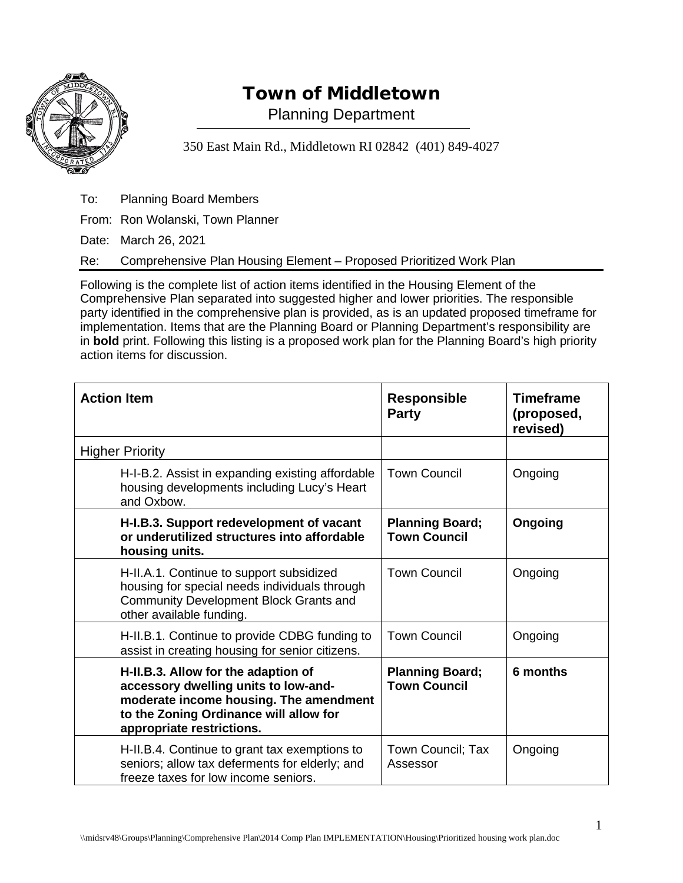# Town of Middletown

Planning Department

350 East Main Rd., Middletown RI 02842 (401) 849-4027

To: Planning Board Members

From: Ron Wolanski, Town Planner

Date: March 26, 2021

Re: Comprehensive Plan Housing Element – Proposed Prioritized Work Plan

Following is the complete list of action items identified in the Housing Element of the Comprehensive Plan separated into suggested higher and lower priorities. The responsible party identified in the comprehensive plan is provided, as is an updated proposed timeframe for implementation. Items that are the Planning Board or Planning Department's responsibility are in **bold** print. Following this listing is a proposed work plan for the Planning Board's high priority action items for discussion.

| Action Item | Responsible Party | Timeframe (proposed, revised) |
|---|---|---|
| Higher Priority | | |
| H-I-B.2. Assist in expanding existing affordable housing developments including Lucy's Heart and Oxbow. | Town Council | Ongoing |
| **H-I.B.3. Support redevelopment of vacant or underutilized structures into affordable housing units.** | **Planning Board; Town Council** | **Ongoing** |
| H-II.A.1. Continue to support subsidized housing for special needs individuals through Community Development Block Grants and other available funding. | Town Council | Ongoing |
| H-II.B.1. Continue to provide CDBG funding to assist in creating housing for senior citizens. | Town Council | Ongoing |
| **H-II.B.3. Allow for the adaption of accessory dwelling units to low-and-moderate income housing. The amendment to the Zoning Ordinance will allow for appropriate restrictions.** | **Planning Board; Town Council** | **6 months** |
| H-II.B.4. Continue to grant tax exemptions to seniors; allow tax deferments for elderly; and freeze taxes for low income seniors. | Town Council; Tax Assessor | Ongoing |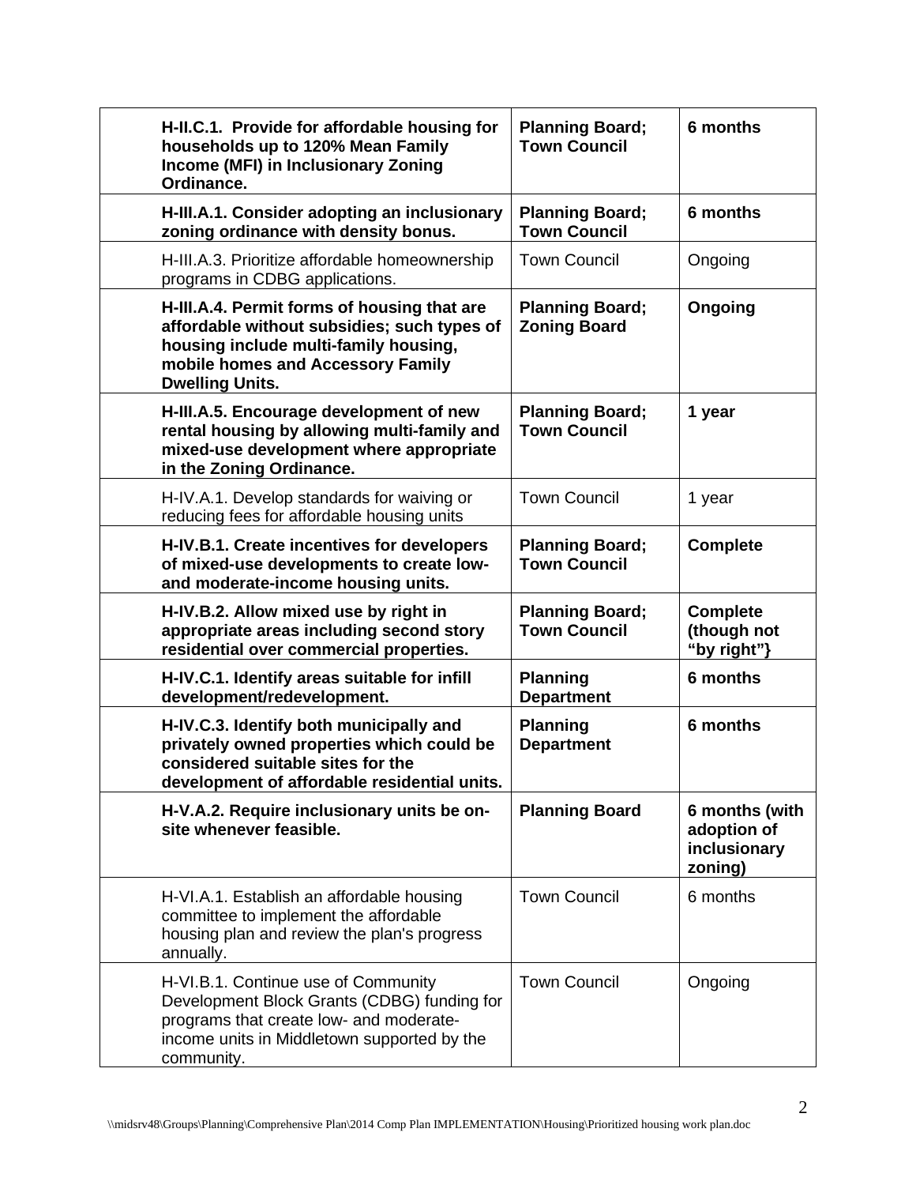| | | |
|---|---|---|
| **H-II.C.1. Provide for affordable housing for households up to 120% Mean Family Income (MFI) in Inclusionary Zoning Ordinance.** | **Planning Board; Town Council** | **6 months** |
| **H-III.A.1. Consider adopting an inclusionary zoning ordinance with density bonus.** | **Planning Board; Town Council** | **6 months** |
| H-III.A.3. Prioritize affordable homeownership programs in CDBG applications. | Town Council | Ongoing |
| **H-III.A.4. Permit forms of housing that are affordable without subsidies; such types of housing include multi-family housing, mobile homes and Accessory Family Dwelling Units.** | **Planning Board; Zoning Board** | **Ongoing** |
| **H-III.A.5. Encourage development of new rental housing by allowing multi-family and mixed-use development where appropriate in the Zoning Ordinance.** | **Planning Board; Town Council** | **1 year** |
| H-IV.A.1. Develop standards for waiving or reducing fees for affordable housing units | Town Council | 1 year |
| **H-IV.B.1. Create incentives for developers of mixed-use developments to create low- and moderate-income housing units.** | **Planning Board; Town Council** | **Complete** |
| **H-IV.B.2. Allow mixed use by right in appropriate areas including second story residential over commercial properties.** | **Planning Board; Town Council** | **Complete (though not "by right"}** |
| **H-IV.C.1. Identify areas suitable for infill development/redevelopment.** | **Planning Department** | **6 months** |
| **H-IV.C.3. Identify both municipally and privately owned properties which could be considered suitable sites for the development of affordable residential units.** | **Planning Department** | **6 months** |
| **H-V.A.2. Require inclusionary units be on-site whenever feasible.** | **Planning Board** | **6 months (with adoption of inclusionary zoning)** |
| H-VI.A.1. Establish an affordable housing committee to implement the affordable housing plan and review the plan's progress annually. | Town Council | 6 months |
| H-VI.B.1. Continue use of Community Development Block Grants (CDBG) funding for programs that create low- and moderate-income units in Middletown supported by the community. | Town Council | Ongoing |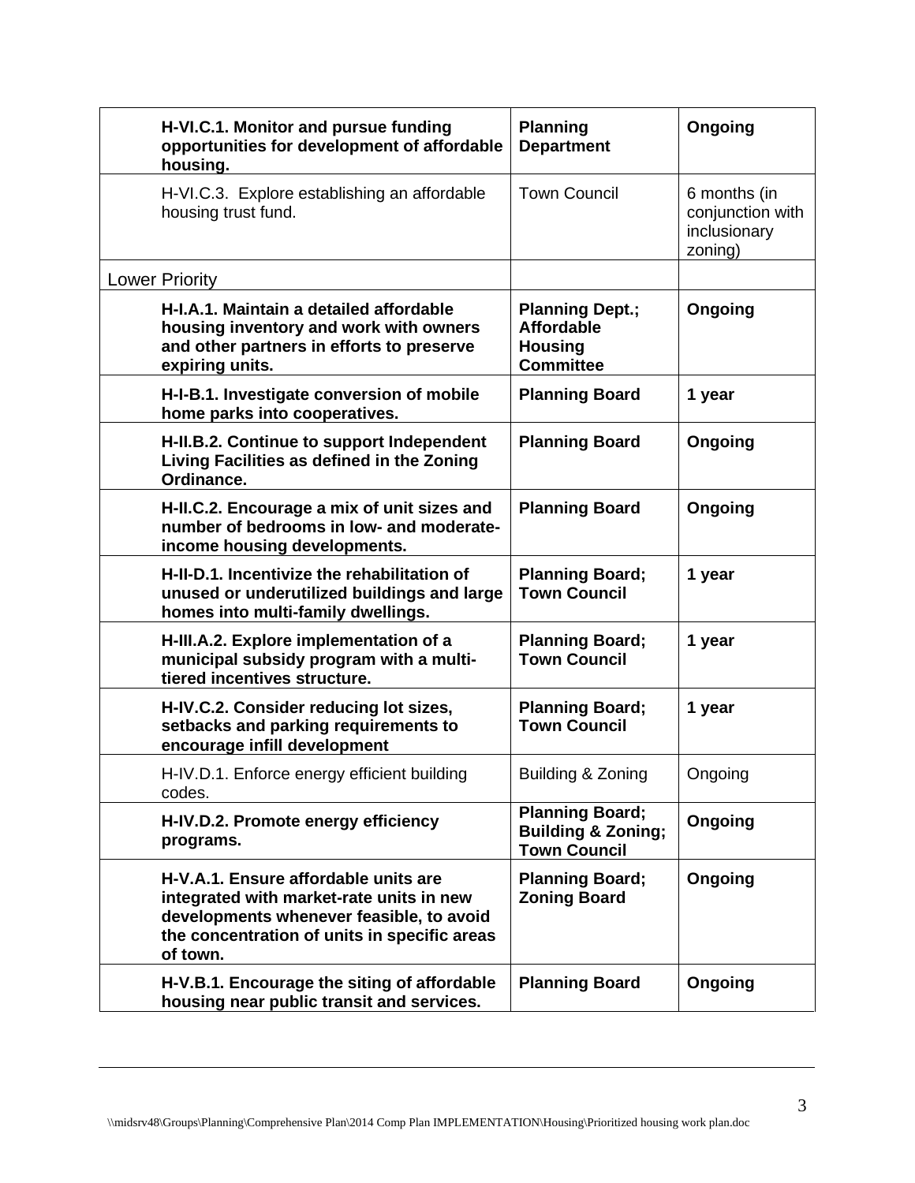| | | |
|---|---|---|
| **H-VI.C.1. Monitor and pursue funding opportunities for development of affordable housing.** | **Planning Department** | **Ongoing** |
| H-VI.C.3. Explore establishing an affordable housing trust fund. | Town Council | 6 months (in conjunction with inclusionary zoning) |
| Lower Priority | | |
| **H-I.A.1. Maintain a detailed affordable housing inventory and work with owners and other partners in efforts to preserve expiring units.** | **Planning Dept.; Affordable Housing Committee** | **Ongoing** |
| **H-I-B.1. Investigate conversion of mobile home parks into cooperatives.** | **Planning Board** | **1 year** |
| **H-II.B.2. Continue to support Independent Living Facilities as defined in the Zoning Ordinance.** | **Planning Board** | **Ongoing** |
| **H-II.C.2. Encourage a mix of unit sizes and number of bedrooms in low- and moderate-income housing developments.** | **Planning Board** | **Ongoing** |
| **H-II-D.1. Incentivize the rehabilitation of unused or underutilized buildings and large homes into multi-family dwellings.** | **Planning Board; Town Council** | **1 year** |
| **H-III.A.2. Explore implementation of a municipal subsidy program with a multi-tiered incentives structure.** | **Planning Board; Town Council** | **1 year** |
| **H-IV.C.2. Consider reducing lot sizes, setbacks and parking requirements to encourage infill development** | **Planning Board; Town Council** | **1 year** |
| H-IV.D.1. Enforce energy efficient building codes. | Building & Zoning | Ongoing |
| **H-IV.D.2. Promote energy efficiency programs.** | **Planning Board; Building & Zoning; Town Council** | **Ongoing** |
| **H-V.A.1. Ensure affordable units are integrated with market-rate units in new developments whenever feasible, to avoid the concentration of units in specific areas of town.** | **Planning Board; Zoning Board** | **Ongoing** |
| **H-V.B.1. Encourage the siting of affordable housing near public transit and services.** | **Planning Board** | **Ongoing** |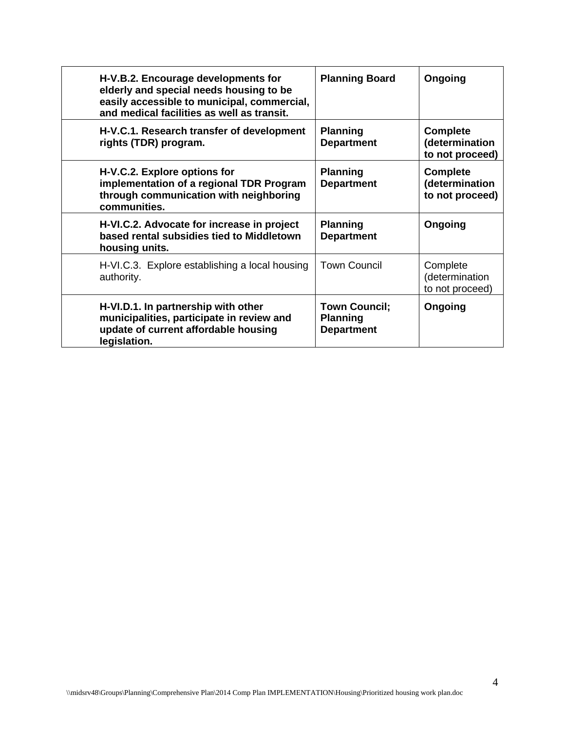| | | |
|---|---|---|
| **H-V.B.2. Encourage developments for elderly and special needs housing to be easily accessible to municipal, commercial, and medical facilities as well as transit.** | **Planning Board** | **Ongoing** |
| **H-V.C.1. Research transfer of development rights (TDR) program.** | **Planning Department** | **Complete (determination to not proceed)** |
| **H-V.C.2. Explore options for implementation of a regional TDR Program through communication with neighboring communities.** | **Planning Department** | **Complete (determination to not proceed)** |
| **H-VI.C.2. Advocate for increase in project based rental subsidies tied to Middletown housing units.** | **Planning Department** | **Ongoing** |
| H-VI.C.3. Explore establishing a local housing authority. | Town Council | Complete (determination to not proceed) |
| **H-VI.D.1. In partnership with other municipalities, participate in review and update of current affordable housing legislation.** | **Town Council; Planning Department** | **Ongoing** |

\\midsrv48\Groups\Planning\Comprehensive Plan\2014 Comp Plan IMPLEMENTATION\Housing\Prioritized housing work plan.doc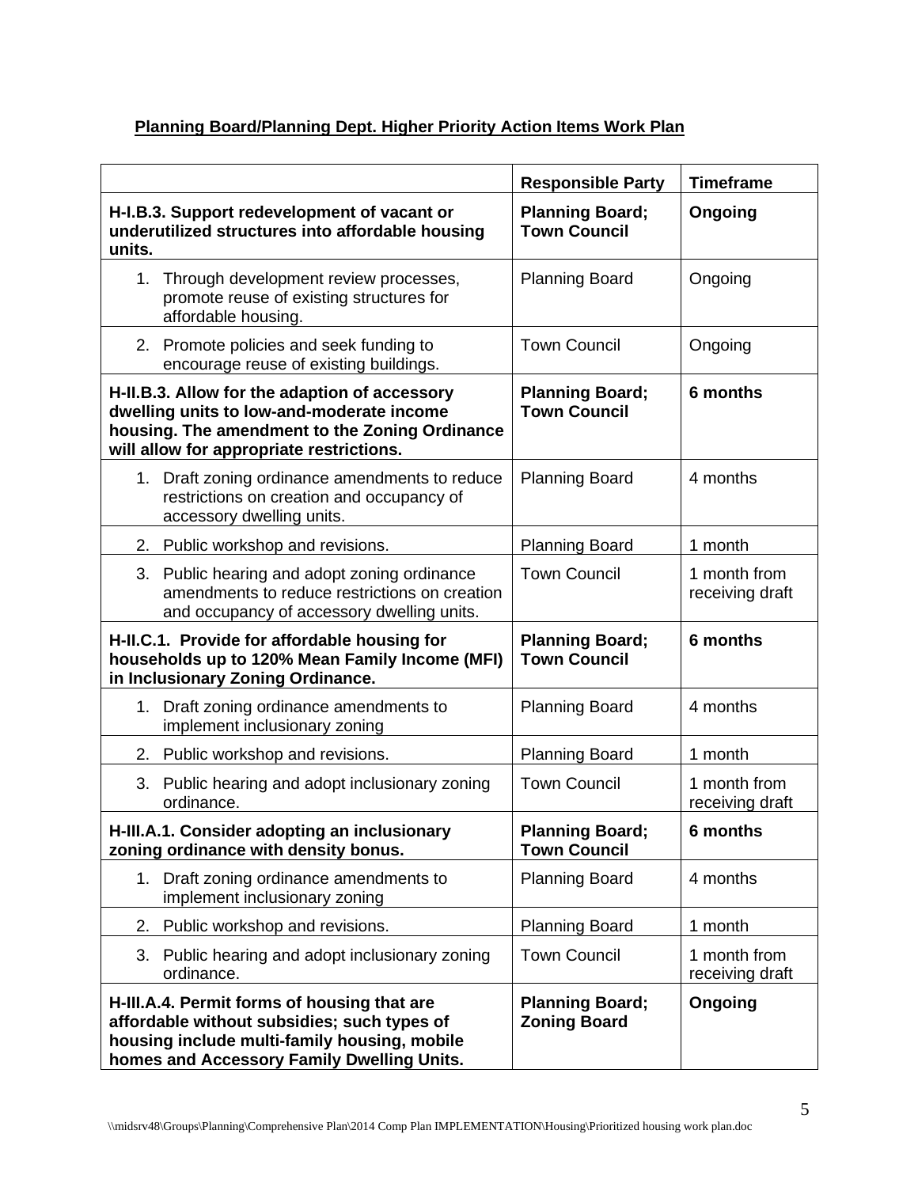**Planning Board/Planning Dept. Higher Priority Action Items Work Plan**

| | Responsible Party | Timeframe |
|---|---|---|
| **H-I.B.3. Support redevelopment of vacant or underutilized structures into affordable housing units.** | **Planning Board; Town Council** | **Ongoing** |
| 1. Through development review processes, promote reuse of existing structures for affordable housing. | Planning Board | Ongoing |
| 2. Promote policies and seek funding to encourage reuse of existing buildings. | Town Council | Ongoing |
| **H-II.B.3. Allow for the adaption of accessory dwelling units to low-and-moderate income housing. The amendment to the Zoning Ordinance will allow for appropriate restrictions.** | **Planning Board; Town Council** | **6 months** |
| 1. Draft zoning ordinance amendments to reduce restrictions on creation and occupancy of accessory dwelling units. | Planning Board | 4 months |
| 2. Public workshop and revisions. | Planning Board | 1 month |
| 3. Public hearing and adopt zoning ordinance amendments to reduce restrictions on creation and occupancy of accessory dwelling units. | Town Council | 1 month from receiving draft |
| **H-II.C.1. Provide for affordable housing for households up to 120% Mean Family Income (MFI) in Inclusionary Zoning Ordinance.** | **Planning Board; Town Council** | **6 months** |
| 1. Draft zoning ordinance amendments to implement inclusionary zoning | Planning Board | 4 months |
| 2. Public workshop and revisions. | Planning Board | 1 month |
| 3. Public hearing and adopt inclusionary zoning ordinance. | Town Council | 1 month from receiving draft |
| **H-III.A.1. Consider adopting an inclusionary zoning ordinance with density bonus.** | **Planning Board; Town Council** | **6 months** |
| 1. Draft zoning ordinance amendments to implement inclusionary zoning | Planning Board | 4 months |
| 2. Public workshop and revisions. | Planning Board | 1 month |
| 3. Public hearing and adopt inclusionary zoning ordinance. | Town Council | 1 month from receiving draft |
| **H-III.A.4. Permit forms of housing that are affordable without subsidies; such types of housing include multi-family housing, mobile homes and Accessory Family Dwelling Units.** | **Planning Board; Zoning Board** | **Ongoing** |

\\midsrv48\Groups\Planning\Comprehensive Plan\2014 Comp Plan IMPLEMENTATION\Housing\Prioritized housing work plan.doc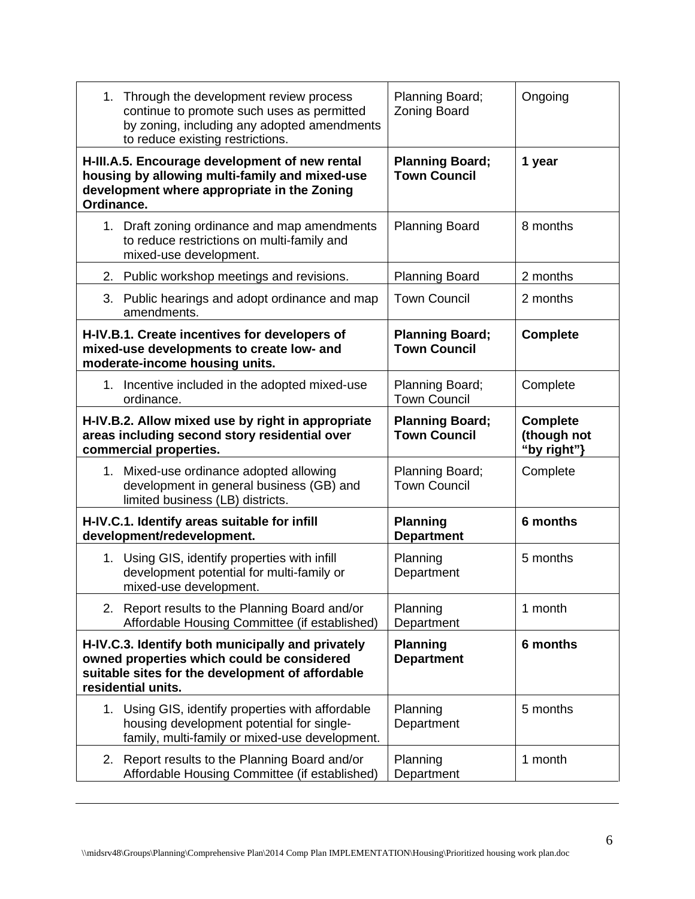| | | |
|---|---|---|
| 1. Through the development review process continue to promote such uses as permitted by zoning, including any adopted amendments to reduce existing restrictions. | Planning Board; Zoning Board | Ongoing |
| **H-III.A.5. Encourage development of new rental housing by allowing multi-family and mixed-use development where appropriate in the Zoning Ordinance.** | **Planning Board; Town Council** | **1 year** |
| 1. Draft zoning ordinance and map amendments to reduce restrictions on multi-family and mixed-use development. | Planning Board | 8 months |
| 2. Public workshop meetings and revisions. | Planning Board | 2 months |
| 3. Public hearings and adopt ordinance and map amendments. | Town Council | 2 months |
| **H-IV.B.1. Create incentives for developers of mixed-use developments to create low- and moderate-income housing units.** | **Planning Board; Town Council** | **Complete** |
| 1. Incentive included in the adopted mixed-use ordinance. | Planning Board; Town Council | Complete |
| **H-IV.B.2. Allow mixed use by right in appropriate areas including second story residential over commercial properties.** | **Planning Board; Town Council** | **Complete (though not "by right"}** |
| 1. Mixed-use ordinance adopted allowing development in general business (GB) and limited business (LB) districts. | Planning Board; Town Council | Complete |
| **H-IV.C.1. Identify areas suitable for infill development/redevelopment.** | **Planning Department** | **6 months** |
| 1. Using GIS, identify properties with infill development potential for multi-family or mixed-use development. | Planning Department | 5 months |
| 2. Report results to the Planning Board and/or Affordable Housing Committee (if established) | Planning Department | 1 month |
| **H-IV.C.3. Identify both municipally and privately owned properties which could be considered suitable sites for the development of affordable residential units.** | **Planning Department** | **6 months** |
| 1. Using GIS, identify properties with affordable housing development potential for single-family, multi-family or mixed-use development. | Planning Department | 5 months |
| 2. Report results to the Planning Board and/or Affordable Housing Committee (if established) | Planning Department | 1 month |

\\midsrv48\Groups\Planning\Comprehensive Plan\2014 Comp Plan IMPLEMENTATION\Housing\Prioritized housing work plan.doc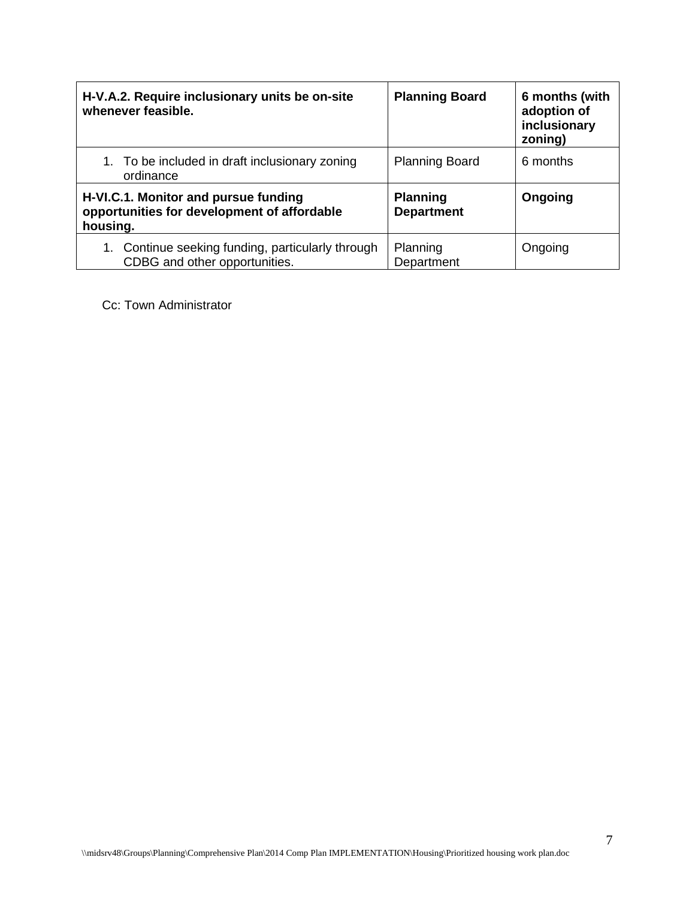| | | |
|---|---|---|
| **H-V.A.2. Require inclusionary units be on-site whenever feasible.** | **Planning Board** | **6 months (with adoption of inclusionary zoning)** |
| 1. To be included in draft inclusionary zoning ordinance | Planning Board | 6 months |
| **H-VI.C.1. Monitor and pursue funding opportunities for development of affordable housing.** | **Planning Department** | **Ongoing** |
| 1. Continue seeking funding, particularly through CDBG and other opportunities. | Planning Department | Ongoing |

Cc: Town Administrator

\\midsrv48\Groups\Planning\Comprehensive Plan\2014 Comp Plan IMPLEMENTATION\Housing\Prioritized housing work plan.doc